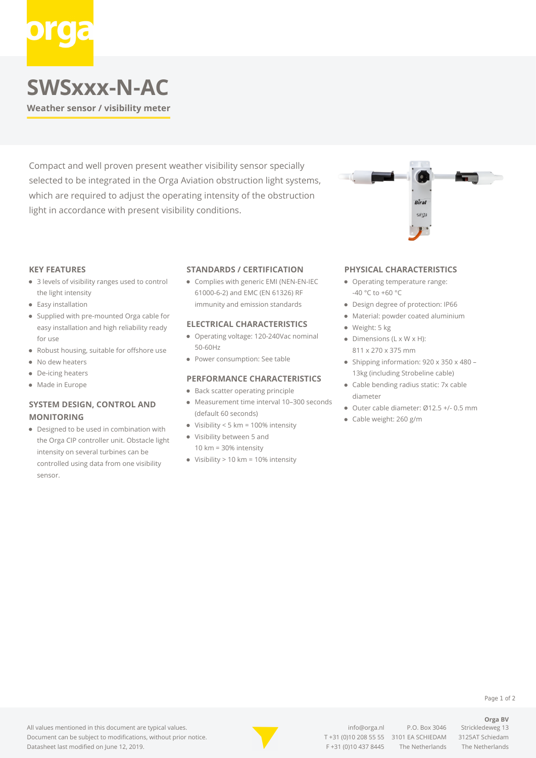# SWSxxx-N-AC

**Weather sensor / visibility meter**

Compact and well proven present weather visibility sensor specially selected to be integrated in the Orga Aviation obstruction light systems, which are required to adjust the operating intensity of the obstruction light in accordance with present visibility conditions.

## KEY FEATURES

- 3 levels of visibility ranges used to control the light intensity
- Easy installation
- Supplied with pre-mounted Orga cable for easy installation and high reliability ready for use
- Robust housing, suitable for offshore use
- No dew heaters
- De-icing heaters
- Made in Europe

## SYSTEM DESIGN, CONTROL AND MONITORING

- Designed to be used in combination with the Orga CIP controller unit. Obstacle light intensity on several turbines can be controlled using data from one visibility sensor.

## STANDARDS / CERTIFICATION

- Complies with generic EMI (NEN-EN-IEC 61000-6-2) and EMC (EN 61326) RF immunity and emission standards

## ELECTRICAL CHARACTERISTICS

- Operating voltage: 120-240Vac nominal 50-60Hz
- Power consumption: See table

## PERFORMANCE CHARACTERISTICS

- Back scatter operating principle
- Measurement time interval 10–300 seconds (default 60 seconds)
- Visibility < 5 km = 100% intensity
- Visibility between 5 and 10 km = 30% intensity
- Visibility > 10 km = 10% intensity

## PHYSICAL CHARACTERISTICS

- Operating temperature range: -40 °C to +60 °C
- Design degree of protection: IP66
- Material: powder coated aluminium
- Weight: 5 kg
- Dimensions (L x W x H): 811 x 270 x 375 mm
- Shipping information: 920 x 350 x 480 – 13kg (including Strobeline cable)
- Cable bending radius static: 7x cable diameter
- Outer cable diameter: Ø12.5 +/- 0.5 mm
- Cable weight: 260 g/m

All values mentioned in this document are typical values.
Document can be subject to modifications, without prior notice.
Datasheet last modified on June 12, 2019.

info@orga.nl
T +31 (0)10 208 55 55
F +31 (0)10 437 8445

P.O. Box 3046
3101 EA SCHIEDAM
The Netherlands

**Orga BV**
Strickledeweg 13
3125AT Schiedam
The Netherlands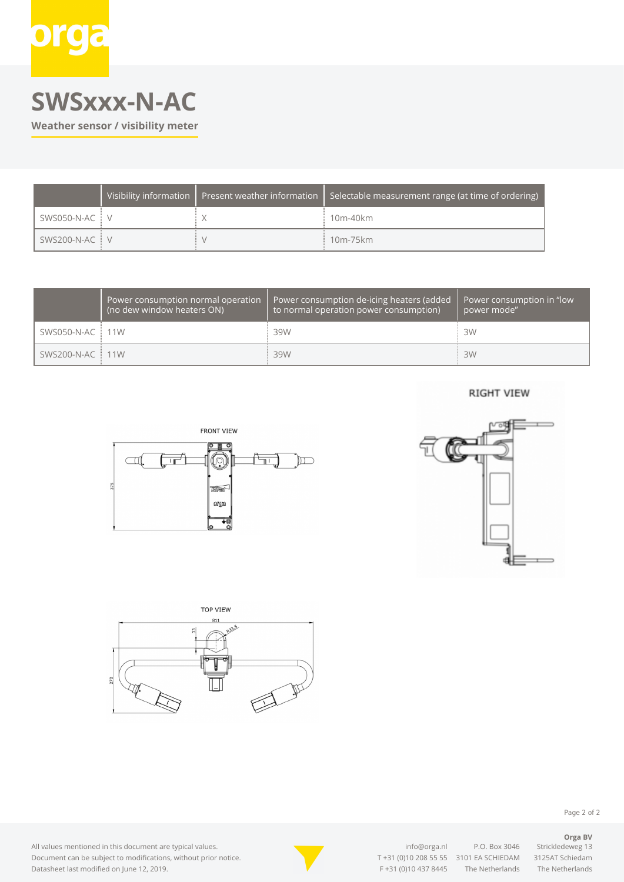# SWSxxx-N-AC

**Weather sensor / visibility meter**

| | Visibility information | Present weather information | Selectable measurement range (at time of ordering) |
|---|---|---|---|
| SWS050-N-AC | V | X | 10m-40km |
| SWS200-N-AC | V | V | 10m-75km |

| | Power consumption normal operation (no dew window heaters ON) | Power consumption de-icing heaters (added to normal operation power consumption) | Power consumption in "low power mode" |
|---|---|---|---|
| SWS050-N-AC | 11W | 39W | 3W |
| SWS200-N-AC | 11W | 39W | 3W |

FRONT VIEW

375

RIGHT VIEW

TOP VIEW

811

33

R33.5

270

All values mentioned in this document are typical values.
Document can be subject to modifications, without prior notice.
Datasheet last modified on June 12, 2019.

info@orga.nl
T +31 (0)10 208 55 55
F +31 (0)10 437 8445

P.O. Box 3046
3101 EA SCHIEDAM
The Netherlands

**Orga BV**
Strickledeweg 13
3125AT Schiedam
The Netherlands